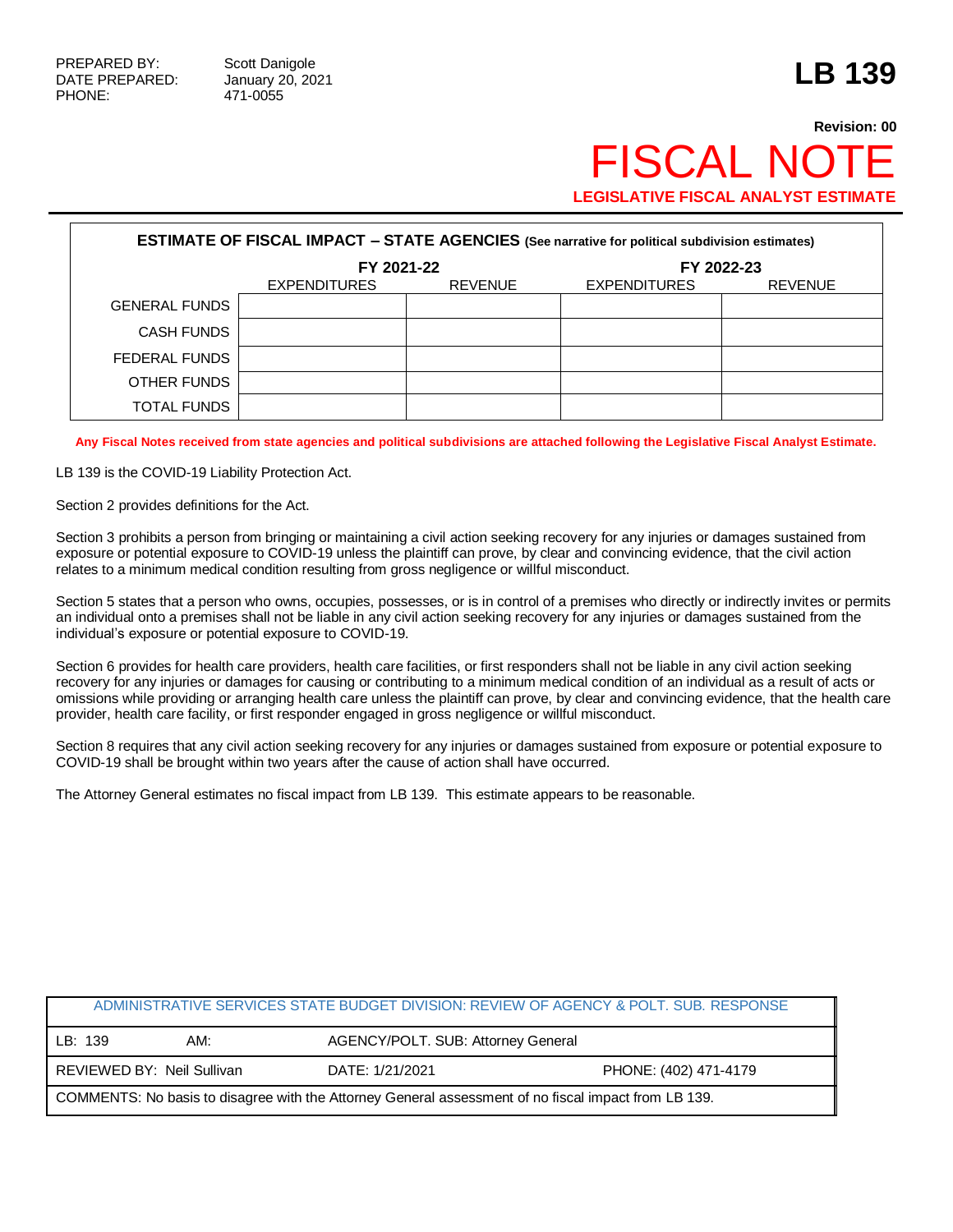PREPARED BY: Scott Danigole
DATE PREPARED: January 20, 2021
PHONE: 471-0055

# LB 139

**Revision: 00**

# FISCAL NOTE

**LEGISLATIVE FISCAL ANALYST ESTIMATE**

| ESTIMATE OF FISCAL IMPACT – STATE AGENCIES (See narrative for political subdivision estimates) | | | | |
|---|---|---|---|---|
| | FY 2021-22 | | FY 2022-23 | |
| | EXPENDITURES | REVENUE | EXPENDITURES | REVENUE |
| GENERAL FUNDS | | | | |
| CASH FUNDS | | | | |
| FEDERAL FUNDS | | | | |
| OTHER FUNDS | | | | |
| TOTAL FUNDS | | | | |

**Any Fiscal Notes received from state agencies and political subdivisions are attached following the Legislative Fiscal Analyst Estimate.**

LB 139 is the COVID-19 Liability Protection Act.

Section 2 provides definitions for the Act.

Section 3 prohibits a person from bringing or maintaining a civil action seeking recovery for any injuries or damages sustained from exposure or potential exposure to COVID-19 unless the plaintiff can prove, by clear and convincing evidence, that the civil action relates to a minimum medical condition resulting from gross negligence or willful misconduct.

Section 5 states that a person who owns, occupies, possesses, or is in control of a premises who directly or indirectly invites or permits an individual onto a premises shall not be liable in any civil action seeking recovery for any injuries or damages sustained from the individual's exposure or potential exposure to COVID-19.

Section 6 provides for health care providers, health care facilities, or first responders shall not be liable in any civil action seeking recovery for any injuries or damages for causing or contributing to a minimum medical condition of an individual as a result of acts or omissions while providing or arranging health care unless the plaintiff can prove, by clear and convincing evidence, that the health care provider, health care facility, or first responder engaged in gross negligence or willful misconduct.

Section 8 requires that any civil action seeking recovery for any injuries or damages sustained from exposure or potential exposure to COVID-19 shall be brought within two years after the cause of action shall have occurred.

The Attorney General estimates no fiscal impact from LB 139. This estimate appears to be reasonable.

| ADMINISTRATIVE SERVICES STATE BUDGET DIVISION: REVIEW OF AGENCY & POLT. SUB. RESPONSE | | | |
|---|---|---|---|
| LB: 139 | AM: | AGENCY/POLT. SUB: Attorney General | |
| REVIEWED BY: Neil Sullivan | | DATE: 1/21/2021 | PHONE: (402) 471-4179 |
| COMMENTS: No basis to disagree with the Attorney General assessment of no fiscal impact from LB 139. | | | |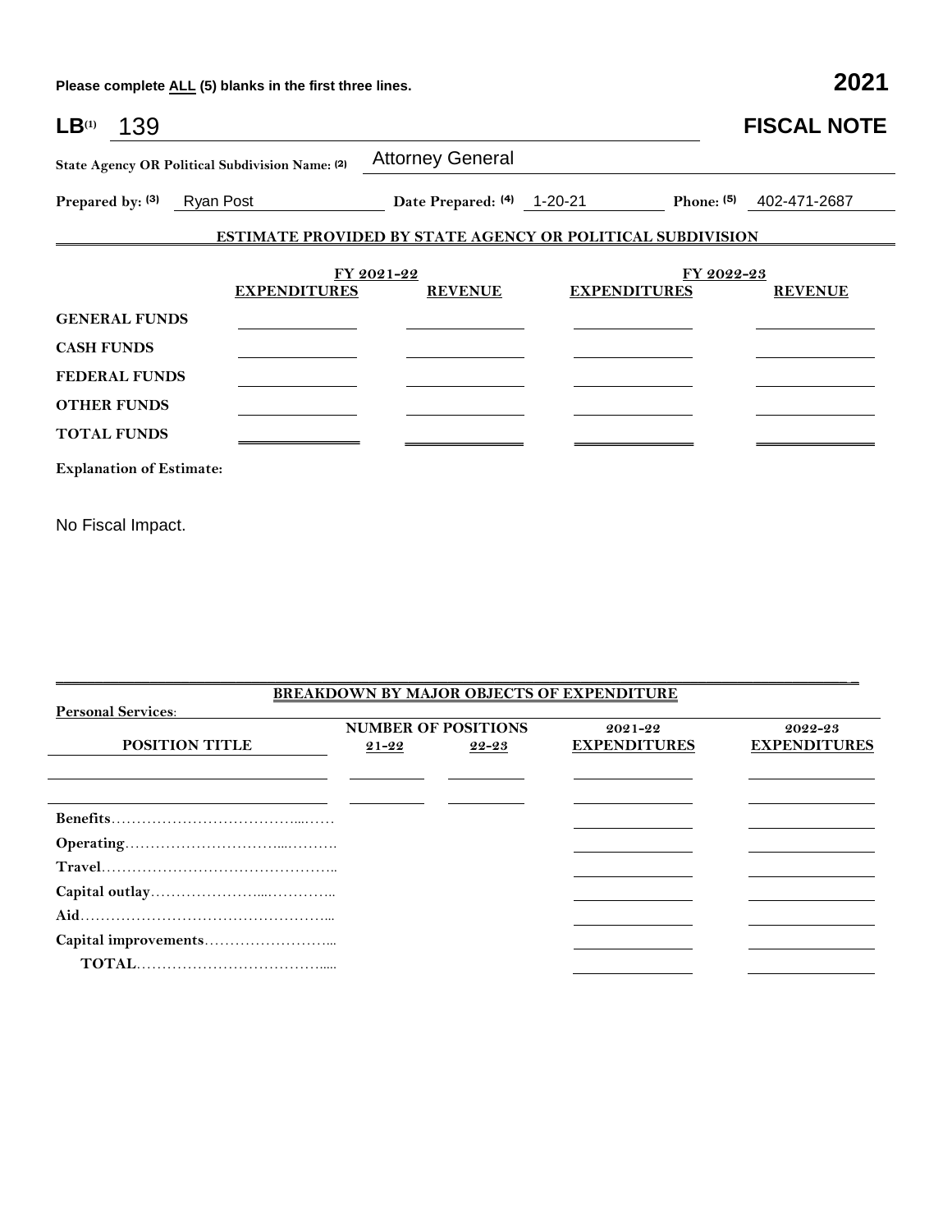Please complete ALL (5) blanks in the first three lines.

**2021**

**LB**(1) 139

**FISCAL NOTE**

**State Agency OR Political Subdivision Name:** (2) Attorney General

**Prepared by:** (3) Ryan Post **Date Prepared:** (4) 1-20-21 **Phone:** (5) 402-471-2687

## ESTIMATE PROVIDED BY STATE AGENCY OR POLITICAL SUBDIVISION

| | FY 2021-22 | | FY 2022-23 | |
|---|---|---|---|---|
| | **EXPENDITURES** | **REVENUE** | **EXPENDITURES** | **REVENUE** |
| **GENERAL FUNDS** | | | | |
| **CASH FUNDS** | | | | |
| **FEDERAL FUNDS** | | | | |
| **OTHER FUNDS** | | | | |
| **TOTAL FUNDS** | | | | |

**Explanation of Estimate:**

No Fiscal Impact.

## BREAKDOWN BY MAJOR OBJECTS OF EXPENDITURE

**Personal Services:**

| POSITION TITLE | NUMBER OF POSITIONS 21-22 | NUMBER OF POSITIONS 22-23 | 2021-22 EXPENDITURES | 2022-23 EXPENDITURES |
|---|---|---|---|---|
| | | | | |
| | | | | |
| **Benefits** | | | | |
| **Operating** | | | | |
| **Travel** | | | | |
| **Capital outlay** | | | | |
| **Aid** | | | | |
| **Capital improvements** | | | | |
| **TOTAL** | | | | |